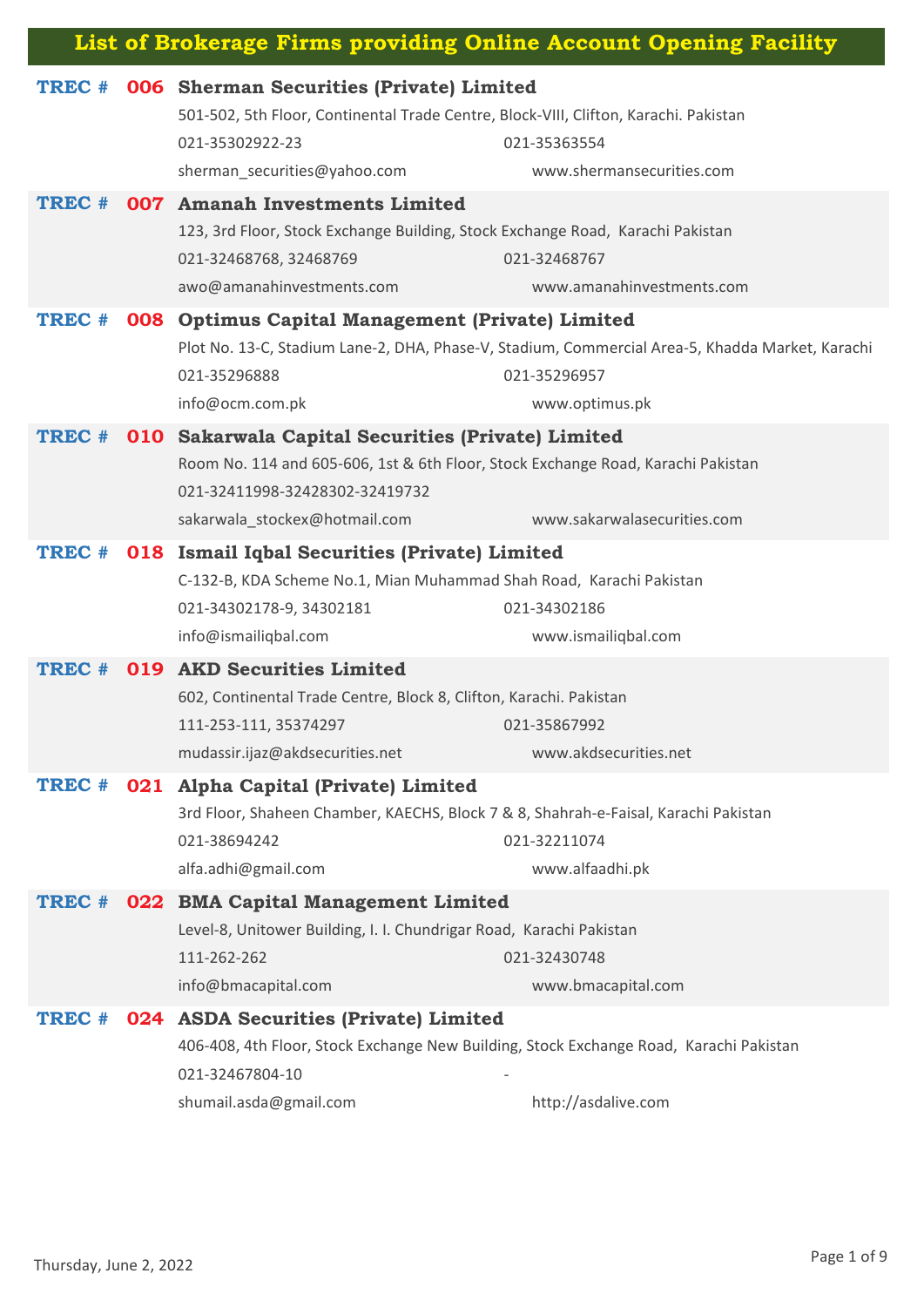# List of Brokerage Firms providing Online Account Opening Facility

**TREC # 006 Sherman Securities (Private) Limited**

501-502, 5th Floor, Continental Trade Centre, Block-VIII, Clifton, Karachi. Pakistan

021-35302922-23 | 021-35363554

sherman_securities@yahoo.com | www.shermansecurities.com

**TREC # 007 Amanah Investments Limited**

123, 3rd Floor, Stock Exchange Building, Stock Exchange Road, Karachi Pakistan

021-32468768, 32468769 | 021-32468767

awo@amanahinvestments.com | www.amanahinvestments.com

**TREC # 008 Optimus Capital Management (Private) Limited**

Plot No. 13-C, Stadium Lane-2, DHA, Phase-V, Stadium, Commercial Area-5, Khadda Market, Karachi

021-35296888 | 021-35296957

info@ocm.com.pk | www.optimus.pk

**TREC # 010 Sakarwala Capital Securities (Private) Limited**

Room No. 114 and 605-606, 1st & 6th Floor, Stock Exchange Road, Karachi Pakistan

021-32411998-32428302-32419732

sakarwala_stockex@hotmail.com | www.sakarwalasecurities.com

**TREC # 018 Ismail Iqbal Securities (Private) Limited**

C-132-B, KDA Scheme No.1, Mian Muhammad Shah Road, Karachi Pakistan

021-34302178-9, 34302181 | 021-34302186

info@ismailiqbal.com | www.ismailiqbal.com

**TREC # 019 AKD Securities Limited**

602, Continental Trade Centre, Block 8, Clifton, Karachi. Pakistan

111-253-111, 35374297 | 021-35867992

mudassir.ijaz@akdsecurities.net | www.akdsecurities.net

**TREC # 021 Alpha Capital (Private) Limited**

3rd Floor, Shaheen Chamber, KAECHS, Block 7 & 8, Shahrah-e-Faisal, Karachi Pakistan

021-38694242 | 021-32211074

alfa.adhi@gmail.com | www.alfaadhi.pk

**TREC # 022 BMA Capital Management Limited**

Level-8, Unitower Building, I. I. Chundrigar Road, Karachi Pakistan

111-262-262 | 021-32430748

info@bmacapital.com | www.bmacapital.com

**TREC # 024 ASDA Securities (Private) Limited**

406-408, 4th Floor, Stock Exchange New Building, Stock Exchange Road, Karachi Pakistan

021-32467804-10 | -

shumail.asda@gmail.com | http://asdalive.com

Thursday, June 2, 2022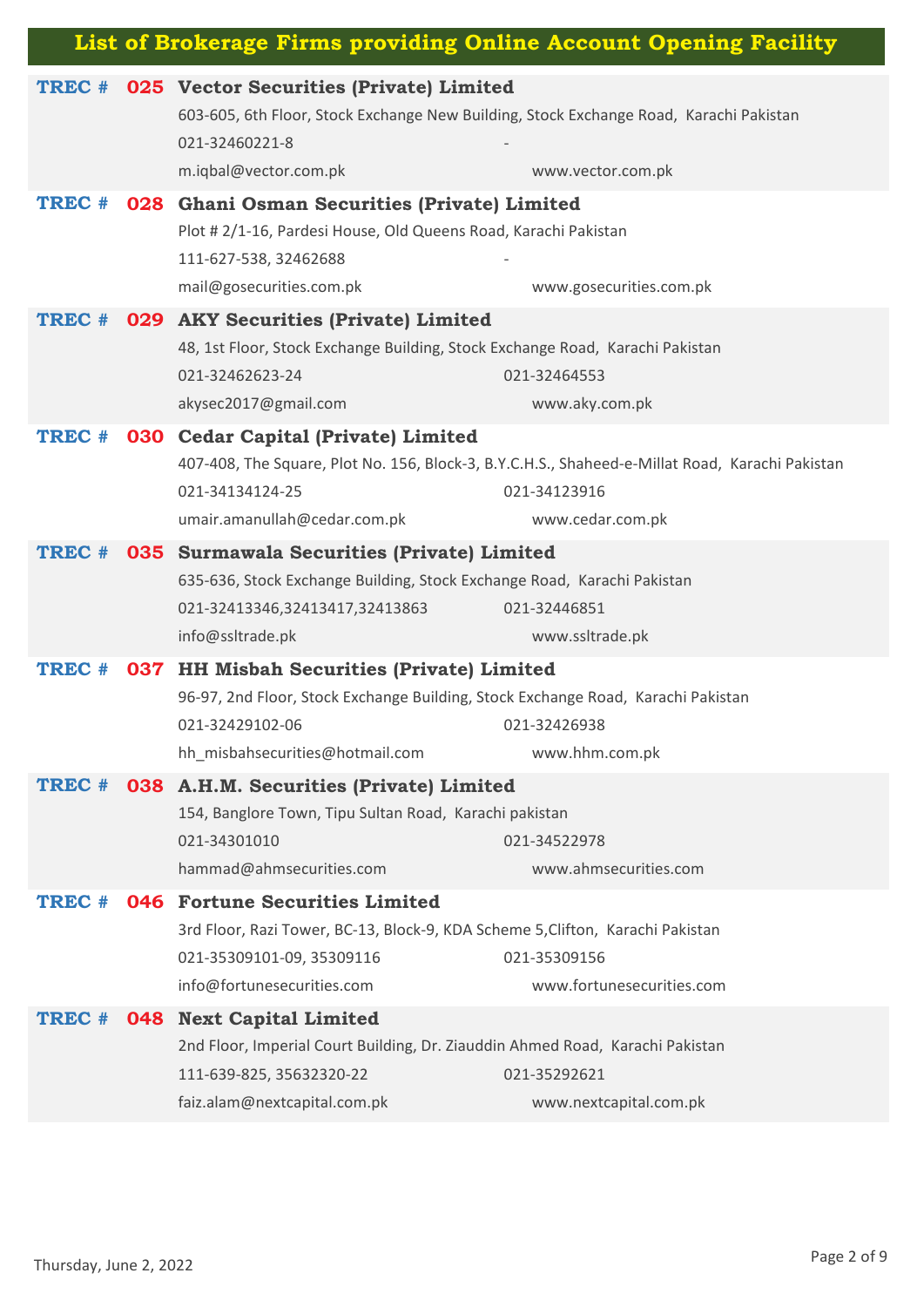# List of Brokerage Firms providing Online Account Opening Facility

**TREC # 025 Vector Securities (Private) Limited**

603-605, 6th Floor, Stock Exchange New Building, Stock Exchange Road, Karachi Pakistan

021-32460221-8 -

m.iqbal@vector.com.pk www.vector.com.pk

**TREC # 028 Ghani Osman Securities (Private) Limited**

Plot # 2/1-16, Pardesi House, Old Queens Road, Karachi Pakistan

111-627-538, 32462688 -

mail@gosecurities.com.pk www.gosecurities.com.pk

**TREC # 029 AKY Securities (Private) Limited**

48, 1st Floor, Stock Exchange Building, Stock Exchange Road, Karachi Pakistan

021-32462623-24 021-32464553

akysec2017@gmail.com www.aky.com.pk

**TREC # 030 Cedar Capital (Private) Limited**

407-408, The Square, Plot No. 156, Block-3, B.Y.C.H.S., Shaheed-e-Millat Road, Karachi Pakistan

021-34134124-25 021-34123916

umair.amanullah@cedar.com.pk www.cedar.com.pk

**TREC # 035 Surmawala Securities (Private) Limited**

635-636, Stock Exchange Building, Stock Exchange Road, Karachi Pakistan

021-32413346,32413417,32413863 021-32446851

info@ssltrade.pk www.ssltrade.pk

**TREC # 037 HH Misbah Securities (Private) Limited**

96-97, 2nd Floor, Stock Exchange Building, Stock Exchange Road, Karachi Pakistan

021-32429102-06 021-32426938

hh_misbahsecurities@hotmail.com www.hhm.com.pk

**TREC # 038 A.H.M. Securities (Private) Limited**

154, Banglore Town, Tipu Sultan Road, Karachi pakistan

021-34301010 021-34522978

hammad@ahmsecurities.com www.ahmsecurities.com

**TREC # 046 Fortune Securities Limited**

3rd Floor, Razi Tower, BC-13, Block-9, KDA Scheme 5,Clifton, Karachi Pakistan

021-35309101-09, 35309116 021-35309156

info@fortunesecurities.com www.fortunesecurities.com

**TREC # 048 Next Capital Limited**

2nd Floor, Imperial Court Building, Dr. Ziauddin Ahmed Road, Karachi Pakistan

111-639-825, 35632320-22 021-35292621

faiz.alam@nextcapital.com.pk www.nextcapital.com.pk

Thursday, June 2, 2022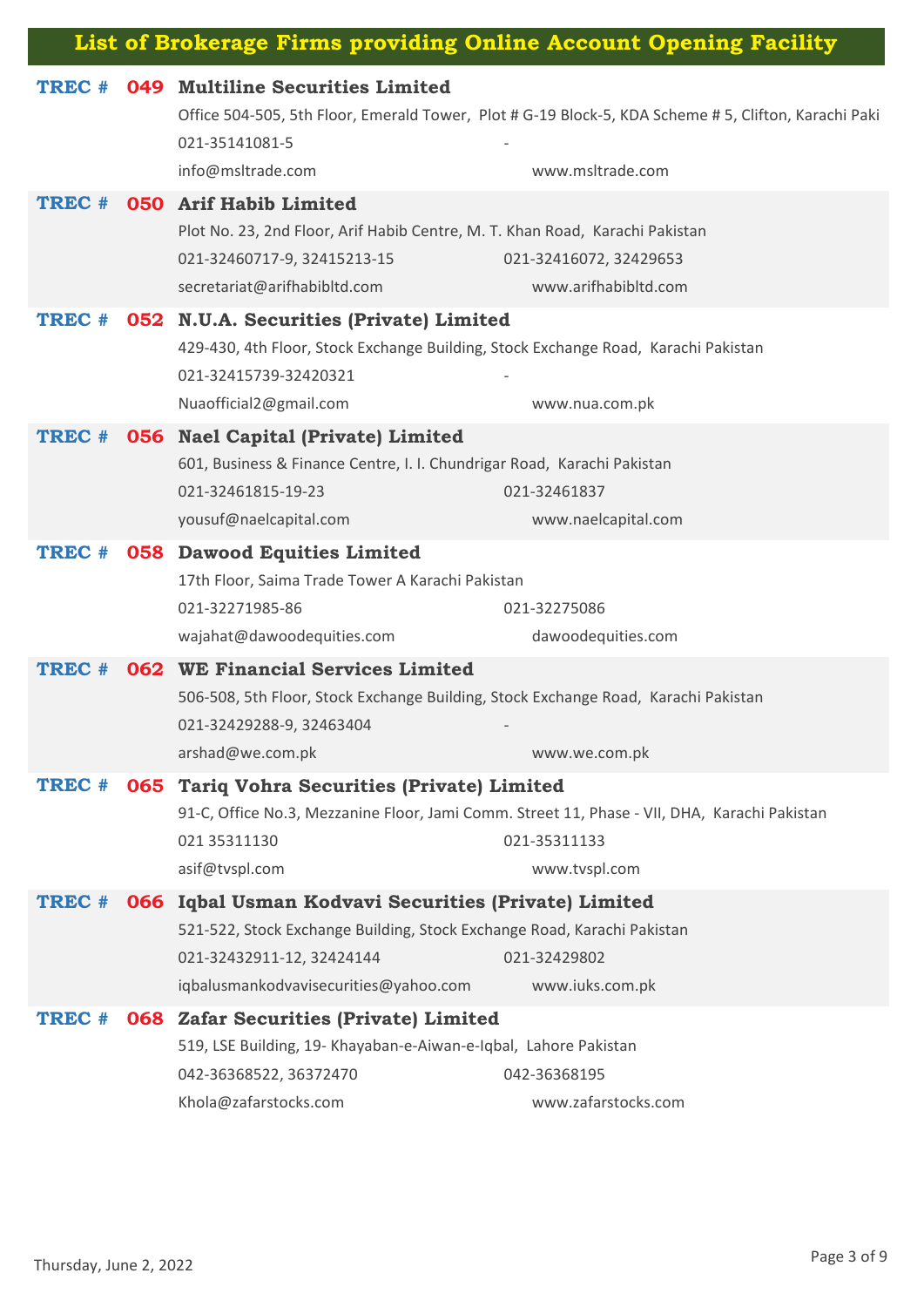# List of Brokerage Firms providing Online Account Opening Facility

**TREC # 049 Multiline Securities Limited**

Office 504-505, 5th Floor, Emerald Tower, Plot # G-19 Block-5, KDA Scheme # 5, Clifton, Karachi Paki

021-35141081-5 | -

info@msltrade.com | www.msltrade.com

**TREC # 050 Arif Habib Limited**

Plot No. 23, 2nd Floor, Arif Habib Centre, M. T. Khan Road, Karachi Pakistan

021-32460717-9, 32415213-15 | 021-32416072, 32429653

secretariat@arifhabibltd.com | www.arifhabibltd.com

**TREC # 052 N.U.A. Securities (Private) Limited**

429-430, 4th Floor, Stock Exchange Building, Stock Exchange Road, Karachi Pakistan

021-32415739-32420321 | -

Nuaofficial2@gmail.com | www.nua.com.pk

**TREC # 056 Nael Capital (Private) Limited**

601, Business & Finance Centre, I. I. Chundrigar Road, Karachi Pakistan

021-32461815-19-23 | 021-32461837

yousuf@naelcapital.com | www.naelcapital.com

**TREC # 058 Dawood Equities Limited**

17th Floor, Saima Trade Tower A Karachi Pakistan

021-32271985-86 | 021-32275086

wajahat@dawoodequities.com | dawoodequities.com

**TREC # 062 WE Financial Services Limited**

506-508, 5th Floor, Stock Exchange Building, Stock Exchange Road, Karachi Pakistan

021-32429288-9, 32463404 | -

arshad@we.com.pk | www.we.com.pk

**TREC # 065 Tariq Vohra Securities (Private) Limited**

91-C, Office No.3, Mezzanine Floor, Jami Comm. Street 11, Phase - VII, DHA, Karachi Pakistan

021 35311130 | 021-35311133

asif@tvspl.com | www.tvspl.com

**TREC # 066 Iqbal Usman Kodvavi Securities (Private) Limited**

521-522, Stock Exchange Building, Stock Exchange Road, Karachi Pakistan

021-32432911-12, 32424144 | 021-32429802

iqbalusmankodvavisecurities@yahoo.com | www.iuks.com.pk

**TREC # 068 Zafar Securities (Private) Limited**

519, LSE Building, 19- Khayaban-e-Aiwan-e-Iqbal, Lahore Pakistan

042-36368522, 36372470 | 042-36368195

Khola@zafarstocks.com | www.zafarstocks.com

Thursday, June 2, 2022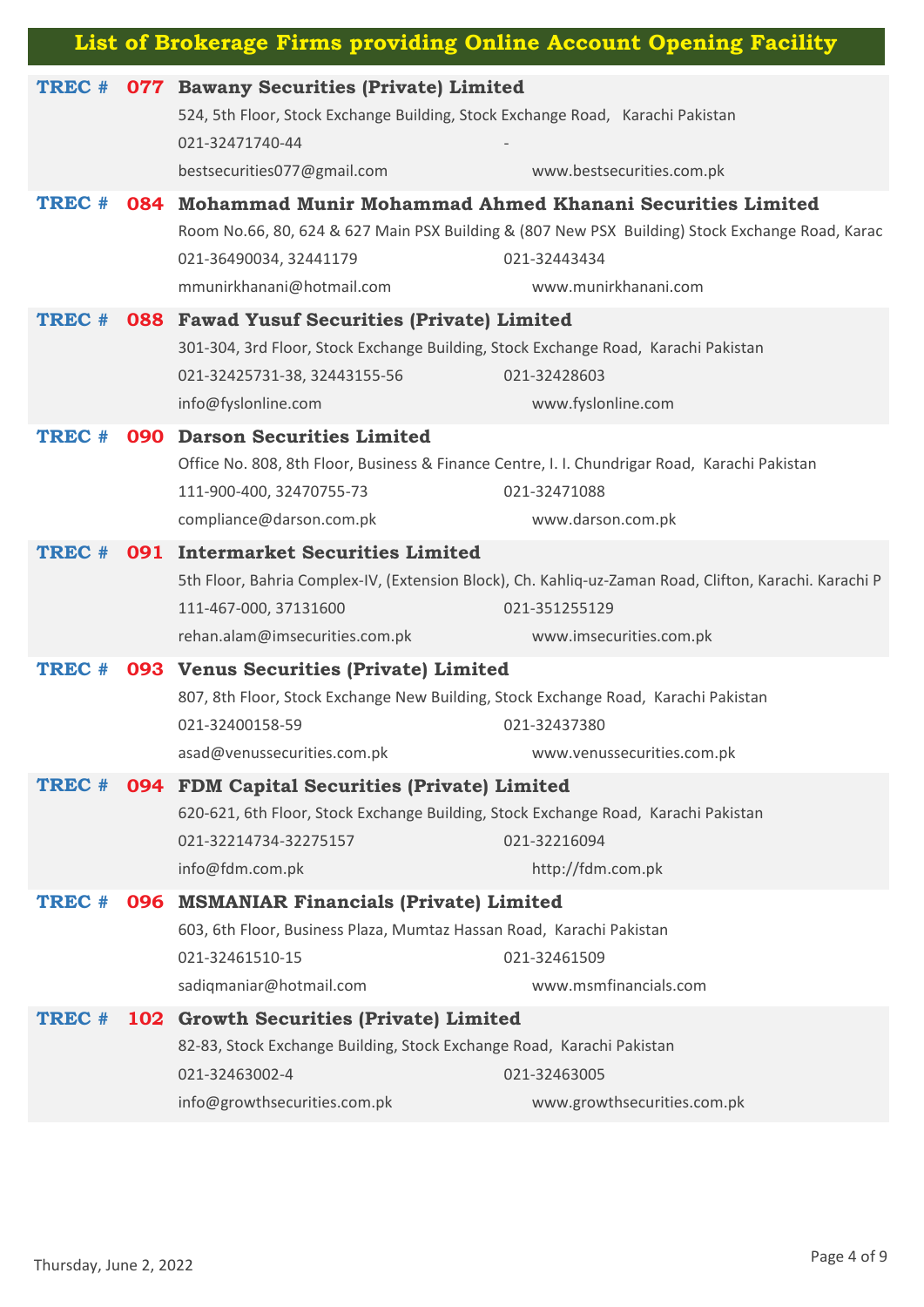# List of Brokerage Firms providing Online Account Opening Facility

**TREC # 077 Bawany Securities (Private) Limited**
524, 5th Floor, Stock Exchange Building, Stock Exchange Road, Karachi Pakistan
021-32471740-44 -
bestsecurities077@gmail.com www.bestsecurities.com.pk

**TREC # 084 Mohammad Munir Mohammad Ahmed Khanani Securities Limited**
Room No.66, 80, 624 & 627 Main PSX Building & (807 New PSX Building) Stock Exchange Road, Karac
021-36490034, 32441179 021-32443434
mmunirkhanani@hotmail.com www.munirkhanani.com

**TREC # 088 Fawad Yusuf Securities (Private) Limited**
301-304, 3rd Floor, Stock Exchange Building, Stock Exchange Road, Karachi Pakistan
021-32425731-38, 32443155-56 021-32428603
info@fyslonline.com www.fyslonline.com

**TREC # 090 Darson Securities Limited**
Office No. 808, 8th Floor, Business & Finance Centre, I. I. Chundrigar Road, Karachi Pakistan
111-900-400, 32470755-73 021-32471088
compliance@darson.com.pk www.darson.com.pk

**TREC # 091 Intermarket Securities Limited**
5th Floor, Bahria Complex-IV, (Extension Block), Ch. Kahliq-uz-Zaman Road, Clifton, Karachi. Karachi P
111-467-000, 37131600 021-351255129
rehan.alam@imsecurities.com.pk www.imsecurities.com.pk

**TREC # 093 Venus Securities (Private) Limited**
807, 8th Floor, Stock Exchange New Building, Stock Exchange Road, Karachi Pakistan
021-32400158-59 021-32437380
asad@venussecurities.com.pk www.venussecurities.com.pk

**TREC # 094 FDM Capital Securities (Private) Limited**
620-621, 6th Floor, Stock Exchange Building, Stock Exchange Road, Karachi Pakistan
021-32214734-32275157 021-32216094
info@fdm.com.pk http://fdm.com.pk

**TREC # 096 MSMANIAR Financials (Private) Limited**
603, 6th Floor, Business Plaza, Mumtaz Hassan Road, Karachi Pakistan
021-32461510-15 021-32461509
sadiqmaniar@hotmail.com www.msmfinancials.com

**TREC # 102 Growth Securities (Private) Limited**
82-83, Stock Exchange Building, Stock Exchange Road, Karachi Pakistan
021-32463002-4 021-32463005
info@growthsecurities.com.pk www.growthsecurities.com.pk

Thursday, June 2, 2022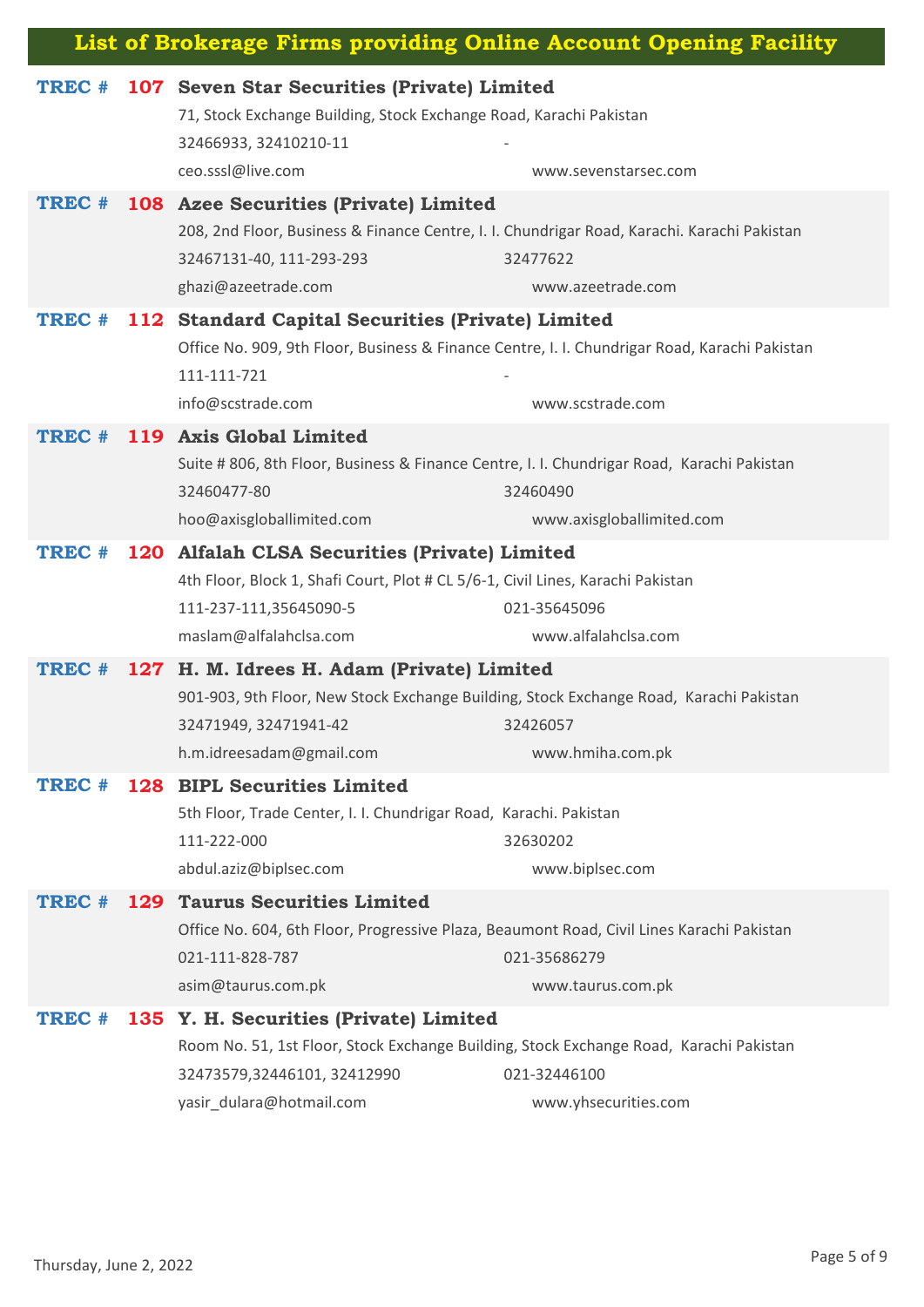# List of Brokerage Firms providing Online Account Opening Facility

**TREC # 107 Seven Star Securities (Private) Limited**

71, Stock Exchange Building, Stock Exchange Road, Karachi Pakistan

32466933, 32410210-11 -

ceo.sssl@live.com www.sevenstarsec.com

**TREC # 108 Azee Securities (Private) Limited**

208, 2nd Floor, Business & Finance Centre, I. I. Chundrigar Road, Karachi. Karachi Pakistan

32467131-40, 111-293-293 32477622

ghazi@azeetrade.com www.azeetrade.com

**TREC # 112 Standard Capital Securities (Private) Limited**

Office No. 909, 9th Floor, Business & Finance Centre, I. I. Chundrigar Road, Karachi Pakistan

111-111-721 -

info@scstrade.com www.scstrade.com

**TREC # 119 Axis Global Limited**

Suite # 806, 8th Floor, Business & Finance Centre, I. I. Chundrigar Road, Karachi Pakistan

32460477-80 32460490

hoo@axisgloballimited.com www.axisgloballimited.com

**TREC # 120 Alfalah CLSA Securities (Private) Limited**

4th Floor, Block 1, Shafi Court, Plot # CL 5/6-1, Civil Lines, Karachi Pakistan

111-237-111,35645090-5 021-35645096

maslam@alfalahclsa.com www.alfalahclsa.com

**TREC # 127 H. M. Idrees H. Adam (Private) Limited**

901-903, 9th Floor, New Stock Exchange Building, Stock Exchange Road, Karachi Pakistan

32471949, 32471941-42 32426057

h.m.idreesadam@gmail.com www.hmiha.com.pk

**TREC # 128 BIPL Securities Limited**

5th Floor, Trade Center, I. I. Chundrigar Road, Karachi. Pakistan

111-222-000 32630202

abdul.aziz@biplsec.com www.biplsec.com

**TREC # 129 Taurus Securities Limited**

Office No. 604, 6th Floor, Progressive Plaza, Beaumont Road, Civil Lines Karachi Pakistan

021-111-828-787 021-35686279

asim@taurus.com.pk www.taurus.com.pk

**TREC # 135 Y. H. Securities (Private) Limited**

Room No. 51, 1st Floor, Stock Exchange Building, Stock Exchange Road, Karachi Pakistan

32473579,32446101, 32412990 021-32446100

yasir_dulara@hotmail.com www.yhsecurities.com

Thursday, June 2, 2022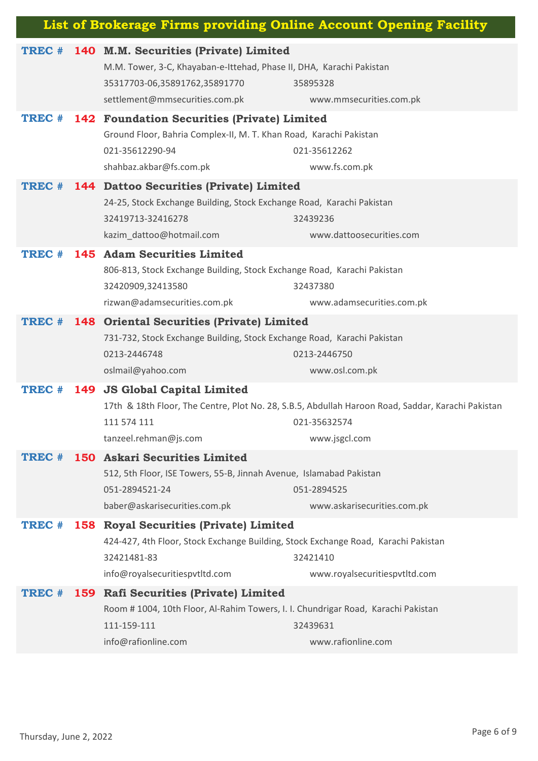## List of Brokerage Firms providing Online Account Opening Facility

**TREC # 140 M.M. Securities (Private) Limited**
M.M. Tower, 3-C, Khayaban-e-Ittehad, Phase II, DHA, Karachi Pakistan
35317703-06,35891762,35891770 35895328
settlement@mmsecurities.com.pk www.mmsecurities.com.pk

**TREC # 142 Foundation Securities (Private) Limited**
Ground Floor, Bahria Complex-II, M. T. Khan Road, Karachi Pakistan
021-35612290-94 021-35612262
shahbaz.akbar@fs.com.pk www.fs.com.pk

**TREC # 144 Dattoo Securities (Private) Limited**
24-25, Stock Exchange Building, Stock Exchange Road, Karachi Pakistan
32419713-32416278 32439236
kazim_dattoo@hotmail.com www.dattoosecurities.com

**TREC # 145 Adam Securities Limited**
806-813, Stock Exchange Building, Stock Exchange Road, Karachi Pakistan
32420909,32413580 32437380
rizwan@adamsecurities.com.pk www.adamsecurities.com.pk

**TREC # 148 Oriental Securities (Private) Limited**
731-732, Stock Exchange Building, Stock Exchange Road, Karachi Pakistan
0213-2446748 0213-2446750
oslmail@yahoo.com www.osl.com.pk

**TREC # 149 JS Global Capital Limited**
17th & 18th Floor, The Centre, Plot No. 28, S.B.5, Abdullah Haroon Road, Saddar, Karachi Pakistan
111 574 111 021-35632574
tanzeel.rehman@js.com www.jsgcl.com

**TREC # 150 Askari Securities Limited**
512, 5th Floor, ISE Towers, 55-B, Jinnah Avenue, Islamabad Pakistan
051-2894521-24 051-2894525
baber@askarisecurities.com.pk www.askarisecurities.com.pk

**TREC # 158 Royal Securities (Private) Limited**
424-427, 4th Floor, Stock Exchange Building, Stock Exchange Road, Karachi Pakistan
32421481-83 32421410
info@royalsecuritiespvtltd.com www.royalsecuritiespvtltd.com

**TREC # 159 Rafi Securities (Private) Limited**
Room # 1004, 10th Floor, Al-Rahim Towers, I. I. Chundrigar Road, Karachi Pakistan
111-159-111 32439631
info@rafionline.com www.rafionline.com

Thursday, June 2, 2022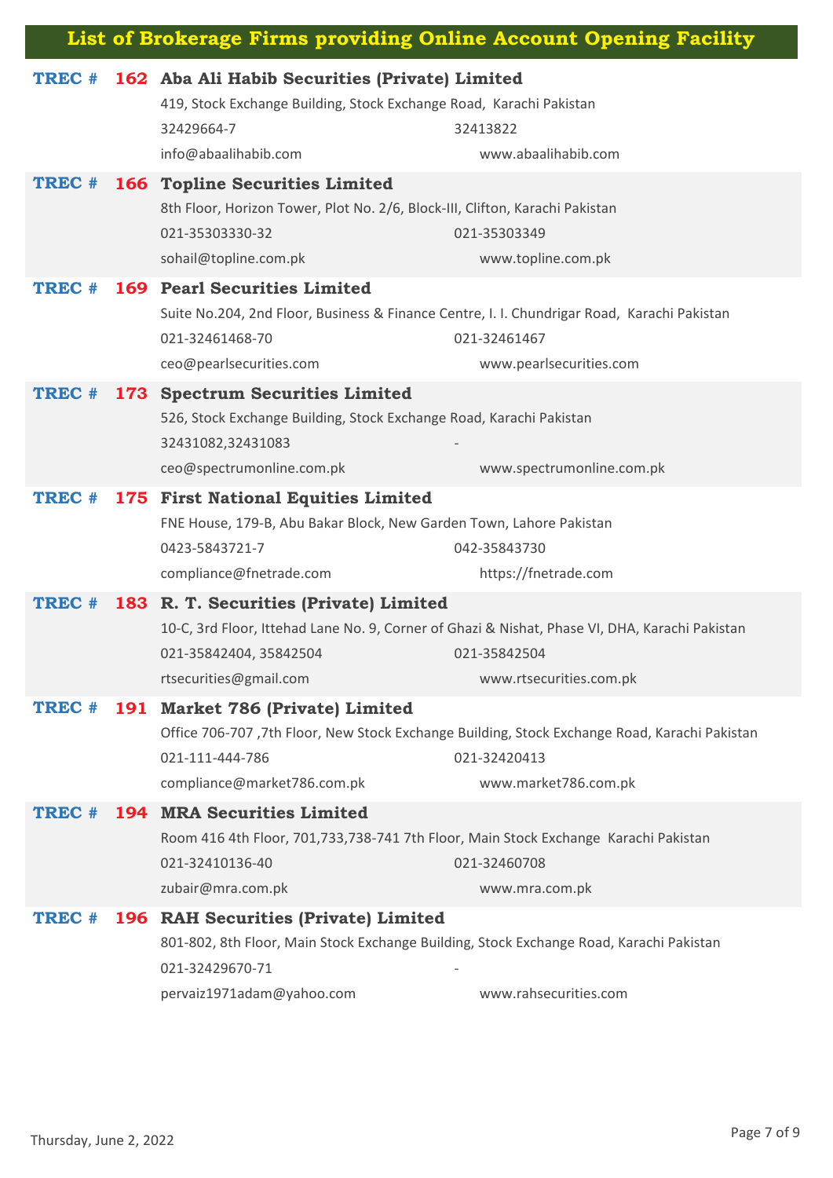## List of Brokerage Firms providing Online Account Opening Facility

**TREC # 162 Aba Ali Habib Securities (Private) Limited**
419, Stock Exchange Building, Stock Exchange Road, Karachi Pakistan
32429664-7 | 32413822
info@abaalihabib.com | www.abaalihabib.com

**TREC # 166 Topline Securities Limited**
8th Floor, Horizon Tower, Plot No. 2/6, Block-III, Clifton, Karachi Pakistan
021-35303330-32 | 021-35303349
sohail@topline.com.pk | www.topline.com.pk

**TREC # 169 Pearl Securities Limited**
Suite No.204, 2nd Floor, Business & Finance Centre, I. I. Chundrigar Road, Karachi Pakistan
021-32461468-70 | 021-32461467
ceo@pearlsecurities.com | www.pearlsecurities.com

**TREC # 173 Spectrum Securities Limited**
526, Stock Exchange Building, Stock Exchange Road, Karachi Pakistan
32431082,32431083 | -
ceo@spectrumonline.com.pk | www.spectrumonline.com.pk

**TREC # 175 First National Equities Limited**
FNE House, 179-B, Abu Bakar Block, New Garden Town, Lahore Pakistan
0423-5843721-7 | 042-35843730
compliance@fnetrade.com | https://fnetrade.com

**TREC # 183 R. T. Securities (Private) Limited**
10-C, 3rd Floor, Ittehad Lane No. 9, Corner of Ghazi & Nishat, Phase VI, DHA, Karachi Pakistan
021-35842404, 35842504 | 021-35842504
rtsecurities@gmail.com | www.rtsecurities.com.pk

**TREC # 191 Market 786 (Private) Limited**
Office 706-707 ,7th Floor, New Stock Exchange Building, Stock Exchange Road, Karachi Pakistan
021-111-444-786 | 021-32420413
compliance@market786.com.pk | www.market786.com.pk

**TREC # 194 MRA Securities Limited**
Room 416 4th Floor, 701,733,738-741 7th Floor, Main Stock Exchange Karachi Pakistan
021-32410136-40 | 021-32460708
zubair@mra.com.pk | www.mra.com.pk

**TREC # 196 RAH Securities (Private) Limited**
801-802, 8th Floor, Main Stock Exchange Building, Stock Exchange Road, Karachi Pakistan
021-32429670-71 | -
pervaiz1971adam@yahoo.com | www.rahsecurities.com

Thursday, June 2, 2022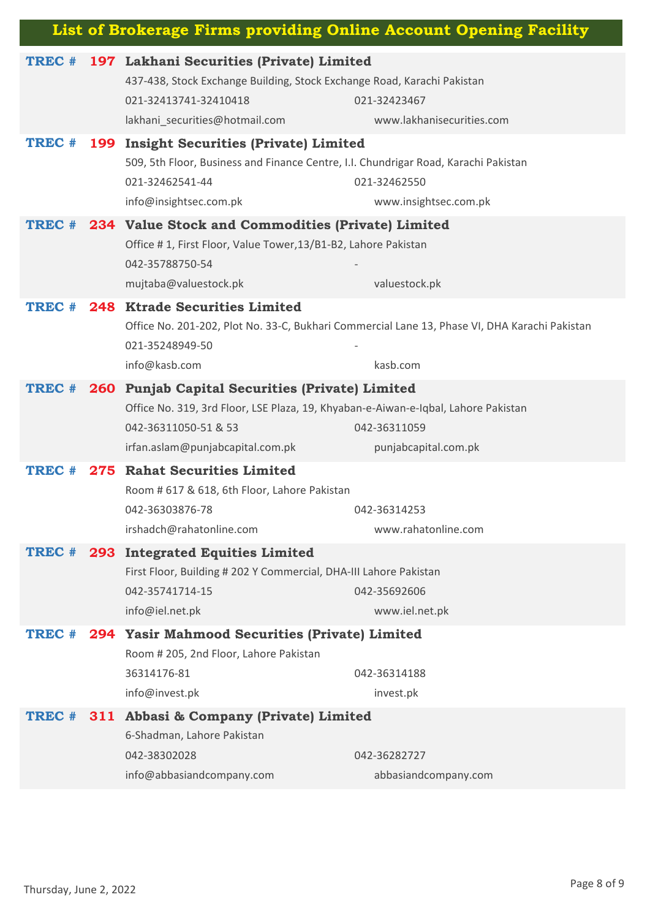# List of Brokerage Firms providing Online Account Opening Facility

**TREC # 197 Lakhani Securities (Private) Limited**

437-438, Stock Exchange Building, Stock Exchange Road, Karachi Pakistan

021-32413741-32410418 | 021-32423467

lakhani_securities@hotmail.com | www.lakhanisecurities.com

**TREC # 199 Insight Securities (Private) Limited**

509, 5th Floor, Business and Finance Centre, I.I. Chundrigar Road, Karachi Pakistan

021-32462541-44 | 021-32462550

info@insightsec.com.pk | www.insightsec.com.pk

**TREC # 234 Value Stock and Commodities (Private) Limited**

Office # 1, First Floor, Value Tower,13/B1-B2, Lahore Pakistan

042-35788750-54 | -

mujtaba@valuestock.pk | valuestock.pk

**TREC # 248 Ktrade Securities Limited**

Office No. 201-202, Plot No. 33-C, Bukhari Commercial Lane 13, Phase VI, DHA Karachi Pakistan

021-35248949-50 | -

info@kasb.com | kasb.com

**TREC # 260 Punjab Capital Securities (Private) Limited**

Office No. 319, 3rd Floor, LSE Plaza, 19, Khyaban-e-Aiwan-e-Iqbal, Lahore Pakistan

042-36311050-51 & 53 | 042-36311059

irfan.aslam@punjabcapital.com.pk | punjabcapital.com.pk

**TREC # 275 Rahat Securities Limited**

Room # 617 & 618, 6th Floor, Lahore Pakistan

042-36303876-78 | 042-36314253

irshadch@rahatonline.com | www.rahatonline.com

**TREC # 293 Integrated Equities Limited**

First Floor, Building # 202 Y Commercial, DHA-III Lahore Pakistan

042-35741714-15 | 042-35692606

info@iel.net.pk | www.iel.net.pk

**TREC # 294 Yasir Mahmood Securities (Private) Limited**

Room # 205, 2nd Floor, Lahore Pakistan

36314176-81 | 042-36314188

info@invest.pk | invest.pk

**TREC # 311 Abbasi & Company (Private) Limited**

6-Shadman, Lahore Pakistan

042-38302028 | 042-36282727

info@abbasiandcompany.com | abbasiandcompany.com

Thursday, June 2, 2022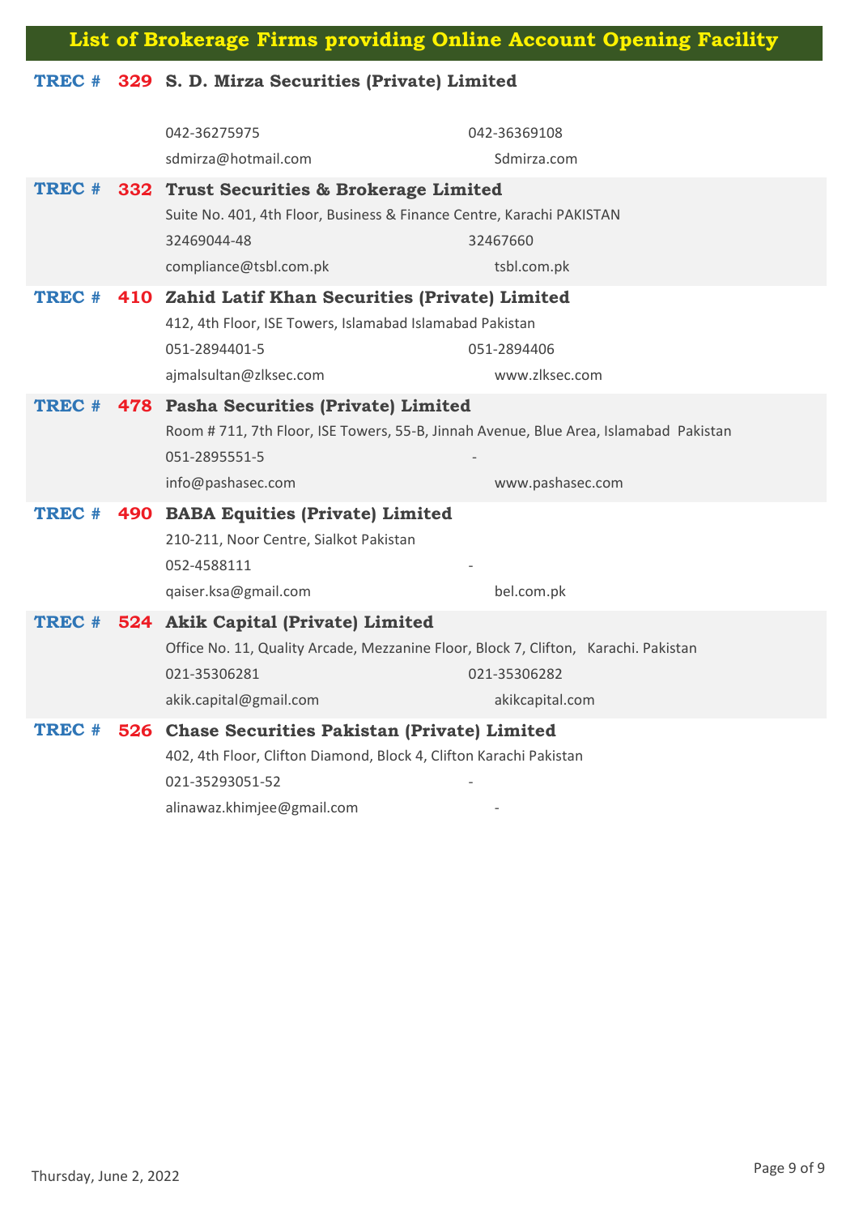# List of Brokerage Firms providing Online Account Opening Facility

**TREC # 329 S. D. Mirza Securities (Private) Limited**

042-36275975 042-36369108

sdmirza@hotmail.com Sdmirza.com

**TREC # 332 Trust Securities & Brokerage Limited**

Suite No. 401, 4th Floor, Business & Finance Centre, Karachi PAKISTAN

32469044-48 32467660

compliance@tsbl.com.pk tsbl.com.pk

**TREC # 410 Zahid Latif Khan Securities (Private) Limited**

412, 4th Floor, ISE Towers, Islamabad Islamabad Pakistan

051-2894401-5 051-2894406

ajmalsultan@zlksec.com www.zlksec.com

**TREC # 478 Pasha Securities (Private) Limited**

Room # 711, 7th Floor, ISE Towers, 55-B, Jinnah Avenue, Blue Area, Islamabad Pakistan

051-2895551-5 -

info@pashasec.com www.pashasec.com

**TREC # 490 BABA Equities (Private) Limited**

210-211, Noor Centre, Sialkot Pakistan

052-4588111 -

qaiser.ksa@gmail.com bel.com.pk

**TREC # 524 Akik Capital (Private) Limited**

Office No. 11, Quality Arcade, Mezzanine Floor, Block 7, Clifton, Karachi. Pakistan

021-35306281 021-35306282

akik.capital@gmail.com akikcapital.com

**TREC # 526 Chase Securities Pakistan (Private) Limited**

402, 4th Floor, Clifton Diamond, Block 4, Clifton Karachi Pakistan

021-35293051-52 -

alinawaz.khimjee@gmail.com -

Thursday, June 2, 2022